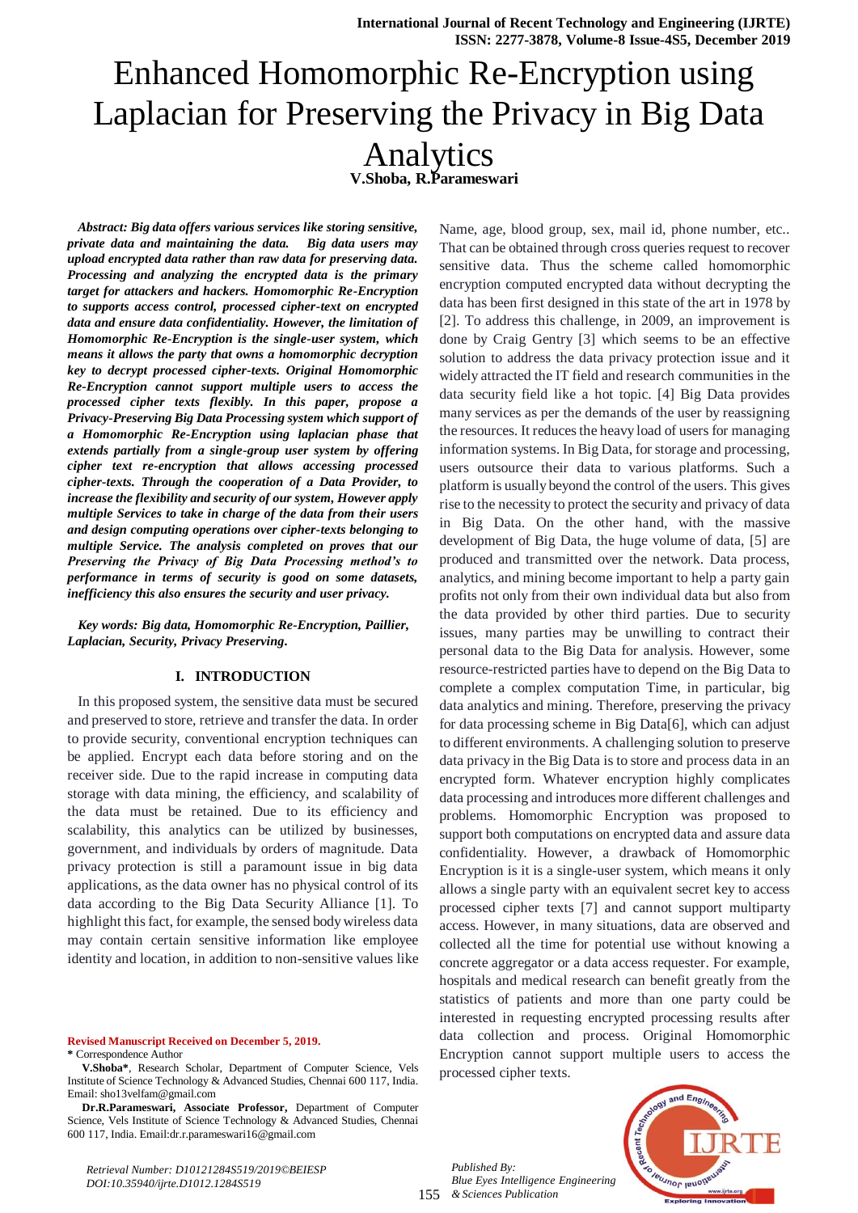# Enhanced Homomorphic Re-Encryption using Laplacian for Preserving the Privacy in Big Data Analytics

**V.Shoba, R.Parameswari**

***Abstract: Big data offers various services like storing sensitive, private data and maintaining the data. Big data users may upload encrypted data rather than raw data for preserving data. Processing and analyzing the encrypted data is the primary target for attackers and hackers. Homomorphic Re-Encryption to supports access control, processed cipher-text on encrypted data and ensure data confidentiality. However, the limitation of Homomorphic Re-Encryption is the single-user system, which means it allows the party that owns a homomorphic decryption key to decrypt processed cipher-texts. Original Homomorphic Re-Encryption cannot support multiple users to access the processed cipher texts flexibly. In this paper, propose a Privacy-Preserving Big Data Processing system which support of a Homomorphic Re-Encryption using laplacian phase that extends partially from a single-group user system by offering cipher text re-encryption that allows accessing processed cipher-texts. Through the cooperation of a Data Provider, to increase the flexibility and security of our system, However apply multiple Services to take in charge of the data from their users and design computing operations over cipher-texts belonging to multiple Service. The analysis completed on proves that our Preserving the Privacy of Big Data Processing method's to performance in terms of security is good on some datasets, inefficiency this also ensures the security and user privacy.***

***Key words: Big data, Homomorphic Re-Encryption, Paillier, Laplacian, Security, Privacy Preserving.***

## I. INTRODUCTION

In this proposed system, the sensitive data must be secured and preserved to store, retrieve and transfer the data. In order to provide security, conventional encryption techniques can be applied. Encrypt each data before storing and on the receiver side. Due to the rapid increase in computing data storage with data mining, the efficiency, and scalability of the data must be retained. Due to its efficiency and scalability, this analytics can be utilized by businesses, government, and individuals by orders of magnitude. Data privacy protection is still a paramount issue in big data applications, as the data owner has no physical control of its data according to the Big Data Security Alliance [1]. To highlight this fact, for example, the sensed body wireless data may contain certain sensitive information like employee identity and location, in addition to non-sensitive values like Name, age, blood group, sex, mail id, phone number, etc.. That can be obtained through cross queries request to recover sensitive data. Thus the scheme called homomorphic encryption computed encrypted data without decrypting the data has been first designed in this state of the art in 1978 by [2]. To address this challenge, in 2009, an improvement is done by Craig Gentry [3] which seems to be an effective solution to address the data privacy protection issue and it widely attracted the IT field and research communities in the data security field like a hot topic. [4] Big Data provides many services as per the demands of the user by reassigning the resources. It reduces the heavy load of users for managing information systems. In Big Data, for storage and processing, users outsource their data to various platforms. Such a platform is usually beyond the control of the users. This gives rise to the necessity to protect the security and privacy of data in Big Data. On the other hand, with the massive development of Big Data, the huge volume of data, [5] are produced and transmitted over the network. Data process, analytics, and mining become important to help a party gain profits not only from their own individual data but also from the data provided by other third parties. Due to security issues, many parties may be unwilling to contract their personal data to the Big Data for analysis. However, some resource-restricted parties have to depend on the Big Data to complete a complex computation Time, in particular, big data analytics and mining. Therefore, preserving the privacy for data processing scheme in Big Data[6], which can adjust to different environments. A challenging solution to preserve data privacy in the Big Data is to store and process data in an encrypted form. Whatever encryption highly complicates data processing and introduces more different challenges and problems. Homomorphic Encryption was proposed to support both computations on encrypted data and assure data confidentiality. However, a drawback of Homomorphic Encryption is it is a single-user system, which means it only allows a single party with an equivalent secret key to access processed cipher texts [7] and cannot support multiparty access. However, in many situations, data are observed and collected all the time for potential use without knowing a concrete aggregator or a data access requester. For example, hospitals and medical research can benefit greatly from the statistics of patients and more than one party could be interested in requesting encrypted processing results after data collection and process. Original Homomorphic Encryption cannot support multiple users to access the processed cipher texts.

**Revised Manuscript Received on December 5, 2019.**

\* Correspondence Author

**V.Shoba\***, Research Scholar, Department of Computer Science, Vels Institute of Science Technology & Advanced Studies, Chennai 600 117, India. Email: sho13velfam@gmail.com

**Dr.R.Parameswari, Associate Professor,** Department of Computer Science, Vels Institute of Science Technology & Advanced Studies, Chennai 600 117, India. Email:dr.r.parameswari16@gmail.com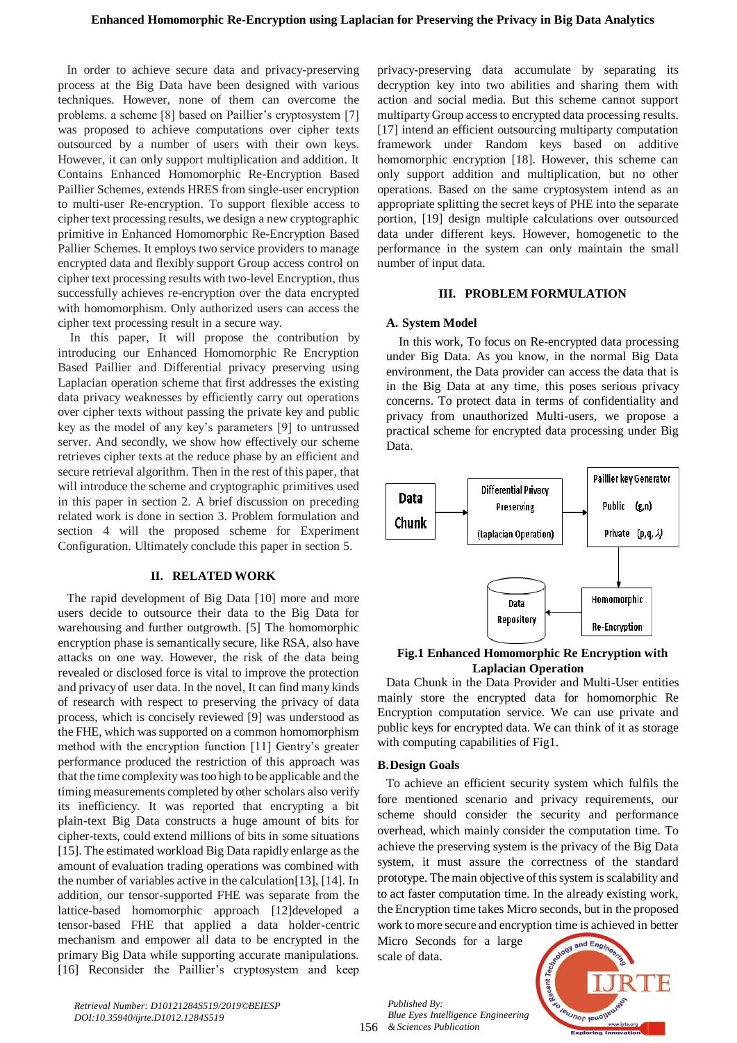In order to achieve secure data and privacy-preserving process at the Big Data have been designed with various techniques. However, none of them can overcome the problems. a scheme [8] based on Paillier's cryptosystem [7] was proposed to achieve computations over cipher texts outsourced by a number of users with their own keys. However, it can only support multiplication and addition. It Contains Enhanced Homomorphic Re-Encryption Based Paillier Schemes, extends HRES from single-user encryption to multi-user Re-encryption. To support flexible access to cipher text processing results, we design a new cryptographic primitive in Enhanced Homomorphic Re-Encryption Based Pallier Schemes. It employs two service providers to manage encrypted data and flexibly support Group access control on cipher text processing results with two-level Encryption, thus successfully achieves re-encryption over the data encrypted with homomorphism. Only authorized users can access the cipher text processing result in a secure way.

In this paper, It will propose the contribution by introducing our Enhanced Homomorphic Re Encryption Based Paillier and Differential privacy preserving using Laplacian operation scheme that first addresses the existing data privacy weaknesses by efficiently carry out operations over cipher texts without passing the private key and public key as the model of any key's parameters [9] to untrussed server. And secondly, we show how effectively our scheme retrieves cipher texts at the reduce phase by an efficient and secure retrieval algorithm. Then in the rest of this paper, that will introduce the scheme and cryptographic primitives used in this paper in section 2. A brief discussion on preceding related work is done in section 3. Problem formulation and section 4 will the proposed scheme for Experiment Configuration. Ultimately conclude this paper in section 5.

## II. RELATED WORK

The rapid development of Big Data [10] more and more users decide to outsource their data to the Big Data for warehousing and further outgrowth. [5] The homomorphic encryption phase is semantically secure, like RSA, also have attacks on one way. However, the risk of the data being revealed or disclosed force is vital to improve the protection and privacy of user data. In the novel, It can find many kinds of research with respect to preserving the privacy of data process, which is concisely reviewed [9] was understood as the FHE, which was supported on a common homomorphism method with the encryption function [11] Gentry's greater performance produced the restriction of this approach was that the time complexity was too high to be applicable and the timing measurements completed by other scholars also verify its inefficiency. It was reported that encrypting a bit plain-text Big Data constructs a huge amount of bits for cipher-texts, could extend millions of bits in some situations [15]. The estimated workload Big Data rapidly enlarge as the amount of evaluation trading operations was combined with the number of variables active in the calculation[13], [14]. In addition, our tensor-supported FHE was separate from the lattice-based homomorphic approach [12]developed a tensor-based FHE that applied a data holder-centric mechanism and empower all data to be encrypted in the primary Big Data while supporting accurate manipulations. [16] Reconsider the Paillier's cryptosystem and keep privacy-preserving data accumulate by separating its decryption key into two abilities and sharing them with action and social media. But this scheme cannot support multiparty Group access to encrypted data processing results. [17] intend an efficient outsourcing multiparty computation framework under Random keys based on additive homomorphic encryption [18]. However, this scheme can only support addition and multiplication, but no other operations. Based on the same cryptosystem intend as an appropriate splitting the secret keys of PHE into the separate portion, [19] design multiple calculations over outsourced data under different keys. However, homogenetic to the performance in the system can only maintain the small number of input data.

## III. PROBLEM FORMULATION

### A. System Model

In this work, To focus on Re-encrypted data processing under Big Data. As you know, in the normal Big Data environment, the Data provider can access the data that is in the Big Data at any time, this poses serious privacy concerns. To protect data in terms of confidentiality and privacy from unauthorized Multi-users, we propose a practical scheme for encrypted data processing under Big Data.

Data Chunk → Differential Privacy Preserving (laplacian Operation) → Paillier key Generator: Public (g,n), Private (p,q, λ) → Homomorphic Re-Encryption → Data Repository

**Fig.1 Enhanced Homomorphic Re Encryption with Laplacian Operation**

Data Chunk in the Data Provider and Multi-User entities mainly store the encrypted data for homomorphic Re Encryption computation service. We can use private and public keys for encrypted data. We can think of it as storage with computing capabilities of Fig1.

### B. Design Goals

To achieve an efficient security system which fulfils the fore mentioned scenario and privacy requirements, our scheme should consider the security and performance overhead, which mainly consider the computation time. To achieve the preserving system is the privacy of the Big Data system, it must assure the correctness of the standard prototype. The main objective of this system is scalability and to act faster computation time. In the already existing work, the Encryption time takes Micro seconds, but in the proposed work to more secure and encryption time is achieved in better Micro Seconds for a large scale of data.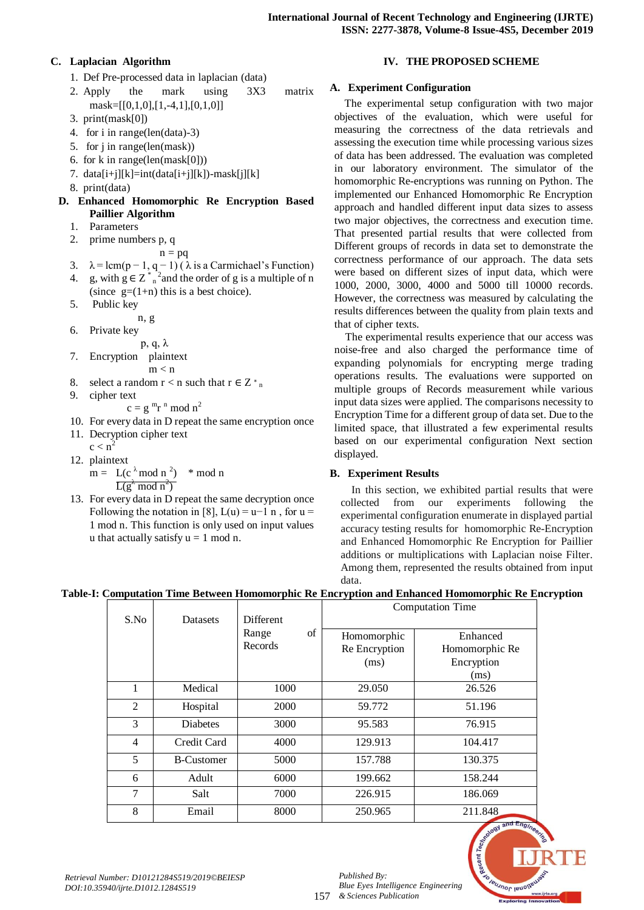### C. Laplacian Algorithm

1. Def Pre-processed data in laplacian (data)
2. Apply the mark using 3X3 matrix mask=[[0,1,0],[1,-4,1],[0,1,0]]
3. print(mask[0])
4. for i in range(len(data)-3)
5. for j in range(len(mask))
6. for k in range(len(mask[0]))
7. data[i+j][k]=int(data[i+j][k])-mask[j][k]
8. print(data)

### D. Enhanced Homomorphic Re Encryption Based Paillier Algorithm

1. Parameters
2. prime numbers p, q

   $$n = pq$$

3. $\lambda = \text{lcm}(p-1, q-1)$ ( $\lambda$ is a Carmichael's Function)
4. g, with $g \in Z^{*}_{n^2}$ and the order of g is a multiple of n (since $g=(1+n)$ this is a best choice).
5. Public key

   n, g

6. Private key

   p, q, $\lambda$

7. Encryption plaintext

   $m < n$

8. select a random $r < n$ such that $r \in Z^{*}_{n}$
9. cipher text

   $$c = g^{m} r^{n} \bmod n^2$$

10. For every data in D repeat the same encryption once
11. Decryption cipher text

    $c < n^2$

12. plaintext

    $$m = \frac{L(c^{\lambda} \bmod n^2)}{L(g^{\lambda} \bmod n^2)} * \bmod n$$

13. For every data in D repeat the same decryption once Following the notation in [8], $L(u) = u-1\ n$ , for $u = 1 \bmod n$. This function is only used on input values u that actually satisfy $u = 1 \bmod n$.

## IV. THE PROPOSED SCHEME

### A. Experiment Configuration

The experimental setup configuration with two major objectives of the evaluation, which were useful for measuring the correctness of the data retrievals and assessing the execution time while processing various sizes of data has been addressed. The evaluation was completed in our laboratory environment. The simulator of the homomorphic Re-encryptions was running on Python. The implemented our Enhanced Homomorphic Re Encryption approach and handled different input data sizes to assess two major objectives, the correctness and execution time. That presented partial results that were collected from Different groups of records in data set to demonstrate the correctness performance of our approach. The data sets were based on different sizes of input data, which were 1000, 2000, 3000, 4000 and 5000 till 10000 records. However, the correctness was measured by calculating the results differences between the quality from plain texts and that of cipher texts.

The experimental results experience that our access was noise-free and also charged the performance time of expanding polynomials for encrypting merge trading operations results. The evaluations were supported on multiple groups of Records measurement while various input data sizes were applied. The comparisons necessity to Encryption Time for a different group of data set. Due to the limited space, that illustrated a few experimental results based on our experimental configuration Next section displayed.

### B. Experiment Results

In this section, we exhibited partial results that were collected from our experiments following the experimental configuration enumerate in displayed partial accuracy testing results for homomorphic Re-Encryption and Enhanced Homomorphic Re Encryption for Paillier additions or multiplications with Laplacian noise Filter. Among them, represented the results obtained from input data.

**Table-I: Computation Time Between Homomorphic Re Encryption and Enhanced Homomorphic Re Encryption**

| S.No | Datasets | Different Range of Records | Computation Time | |
|---|---|---|---|---|
| | | | Homomorphic Re Encryption (ms) | Enhanced Homomorphic Re Encryption (ms) |
| 1 | Medical | 1000 | 29.050 | 26.526 |
| 2 | Hospital | 2000 | 59.772 | 51.196 |
| 3 | Diabetes | 3000 | 95.583 | 76.915 |
| 4 | Credit Card | 4000 | 129.913 | 104.417 |
| 5 | B-Customer | 5000 | 157.788 | 130.375 |
| 6 | Adult | 6000 | 199.662 | 158.244 |
| 7 | Salt | 7000 | 226.915 | 186.069 |
| 8 | Email | 8000 | 250.965 | 211.848 |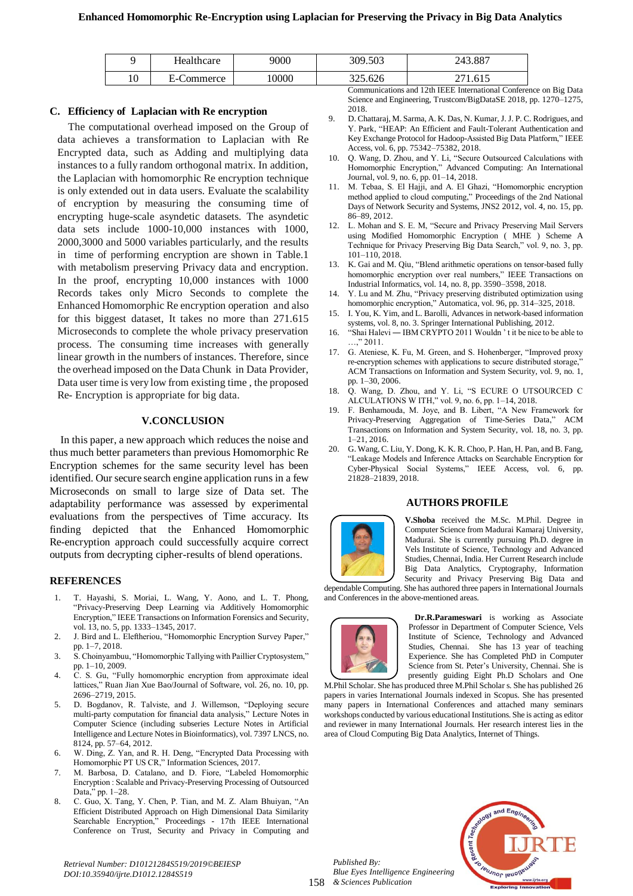| | | | | |
|---|---|---|---|---|
| 9 | Healthcare | 9000 | 309.503 | 243.887 |
| 10 | E-Commerce | 10000 | 325.626 | 271.615 |

### C. Efficiency of Laplacian with Re encryption

The computational overhead imposed on the Group of data achieves a transformation to Laplacian with Re Encrypted data, such as Adding and multiplying data instances to a fully random orthogonal matrix. In addition, the Laplacian with homomorphic Re encryption technique is only extended out in data users. Evaluate the scalability of encryption by measuring the consuming time of encrypting huge-scale asyndetic datasets. The asyndetic data sets include 1000-10,000 instances with 1000, 2000,3000 and 5000 variables particularly, and the results in time of performing encryption are shown in Table.1 with metabolism preserving Privacy data and encryption. In the proof, encrypting 10,000 instances with 1000 Records takes only Micro Seconds to complete the Enhanced Homomorphic Re encryption operation and also for this biggest dataset, It takes no more than 271.615 Microseconds to complete the whole privacy preservation process. The consuming time increases with generally linear growth in the numbers of instances. Therefore, since the overhead imposed on the Data Chunk in Data Provider, Data user time is very low from existing time , the proposed Re- Encryption is appropriate for big data.

## V.CONCLUSION

In this paper, a new approach which reduces the noise and thus much better parameters than previous Homomorphic Re Encryption schemes for the same security level has been identified. Our secure search engine application runs in a few Microseconds on small to large size of Data set. The adaptability performance was assessed by experimental evaluations from the perspectives of Time accuracy. Its finding depicted that the Enhanced Homomorphic Re-encryption approach could successfully acquire correct outputs from decrypting cipher-results of blend operations.

## REFERENCES

1. T. Hayashi, S. Moriai, L. Wang, Y. Aono, and L. T. Phong, "Privacy-Preserving Deep Learning via Additively Homomorphic Encryption," IEEE Transactions on Information Forensics and Security, vol. 13, no. 5, pp. 1333–1345, 2017.
2. J. Bird and L. Eleftheriou, "Homomorphic Encryption Survey Paper," pp. 1–7, 2018.
3. S. Choinyambuu, "Homomorphic Tallying with Paillier Cryptosystem," pp. 1–10, 2009.
4. C. S. Gu, "Fully homomorphic encryption from approximate ideal lattices," Ruan Jian Xue Bao/Journal of Software, vol. 26, no. 10, pp. 2696–2719, 2015.
5. D. Bogdanov, R. Talviste, and J. Willemson, "Deploying secure multi-party computation for financial data analysis," Lecture Notes in Computer Science (including subseries Lecture Notes in Artificial Intelligence and Lecture Notes in Bioinformatics), vol. 7397 LNCS, no. 8124, pp. 57–64, 2012.
6. W. Ding, Z. Yan, and R. H. Deng, "Encrypted Data Processing with Homomorphic PT US CR," Information Sciences, 2017.
7. M. Barbosa, D. Catalano, and D. Fiore, "Labeled Homomorphic Encryption : Scalable and Privacy-Preserving Processing of Outsourced Data," pp. 1–28.
8. C. Guo, X. Tang, Y. Chen, P. Tian, and M. Z. Alam Bhuiyan, "An Efficient Distributed Approach on High Dimensional Data Similarity Searchable Encryption," Proceedings - 17th IEEE International Conference on Trust, Security and Privacy in Computing and Communications and 12th IEEE International Conference on Big Data Science and Engineering, Trustcom/BigDataSE 2018, pp. 1270–1275, 2018.
9. D. Chattaraj, M. Sarma, A. K. Das, N. Kumar, J. J. P. C. Rodrigues, and Y. Park, "HEAP: An Efficient and Fault-Tolerant Authentication and Key Exchange Protocol for Hadoop-Assisted Big Data Platform," IEEE Access, vol. 6, pp. 75342–75382, 2018.
10. Q. Wang, D. Zhou, and Y. Li, "Secure Outsourced Calculations with Homomorphic Encryption," Advanced Computing: An International Journal, vol. 9, no. 6, pp. 01–14, 2018.
11. M. Tebaa, S. El Hajji, and A. El Ghazi, "Homomorphic encryption method applied to cloud computing," Proceedings of the 2nd National Days of Network Security and Systems, JNS2 2012, vol. 4, no. 15, pp. 86–89, 2012.
12. L. Mohan and S. E. M, "Secure and Privacy Preserving Mail Servers using Modified Homomorphic Encryption ( MHE ) Scheme A Technique for Privacy Preserving Big Data Search," vol. 9, no. 3, pp. 101–110, 2018.
13. K. Gai and M. Qiu, "Blend arithmetic operations on tensor-based fully homomorphic encryption over real numbers," IEEE Transactions on Industrial Informatics, vol. 14, no. 8, pp. 3590–3598, 2018.
14. Y. Lu and M. Zhu, "Privacy preserving distributed optimization using homomorphic encryption," Automatica, vol. 96, pp. 314–325, 2018.
15. I. You, K. Yim, and L. Barolli, Advances in network-based information systems, vol. 8, no. 3. Springer International Publishing, 2012.
16. "Shai Halevi — IBM CRYPTO 2011 Wouldn ' t it be nice to be able to …," 2011.
17. G. Ateniese, K. Fu, M. Green, and S. Hohenberger, "Improved proxy re-encryption schemes with applications to secure distributed storage," ACM Transactions on Information and System Security, vol. 9, no. 1, pp. 1–30, 2006.
18. Q. Wang, D. Zhou, and Y. Li, "S ECURE O UTSOURCED C ALCULATIONS W ITH," vol. 9, no. 6, pp. 1–14, 2018.
19. F. Benhamouda, M. Joye, and B. Libert, "A New Framework for Privacy-Preserving Aggregation of Time-Series Data," ACM Transactions on Information and System Security, vol. 18, no. 3, pp. 1–21, 2016.
20. G. Wang, C. Liu, Y. Dong, K. K. R. Choo, P. Han, H. Pan, and B. Fang, "Leakage Models and Inference Attacks on Searchable Encryption for Cyber-Physical Social Systems," IEEE Access, vol. 6, pp. 21828–21839, 2018.

## AUTHORS PROFILE

**V.Shoba** received the M.Sc. M.Phil. Degree in Computer Science from Madurai Kamaraj University, Madurai. She is currently pursuing Ph.D. degree in Vels Institute of Science, Technology and Advanced Studies, Chennai, India. Her Current Research include Big Data Analytics, Cryptography, Information Security and Privacy Preserving Big Data and dependable Computing. She has authored three papers in International Journals and Conferences in the above-mentioned areas.

**Dr.R.Parameswari** is working as Associate Professor in Department of Computer Science, Vels Institute of Science, Technology and Advanced Studies, Chennai. She has 13 year of teaching Experience. She has Completed PhD in Computer Science from St. Peter's University, Chennai. She is presently guiding Eight Ph.D Scholars and One M.Phil Scholar. She has produced three M.Phil Scholar s. She has published 26 papers in varies International Journals indexed in Scopus. She has presented many papers in International Conferences and attached many seminars workshops conducted by various educational Institutions. She is acting as editor and reviewer in many International Journals. Her research interest lies in the area of Cloud Computing Big Data Analytics, Internet of Things.